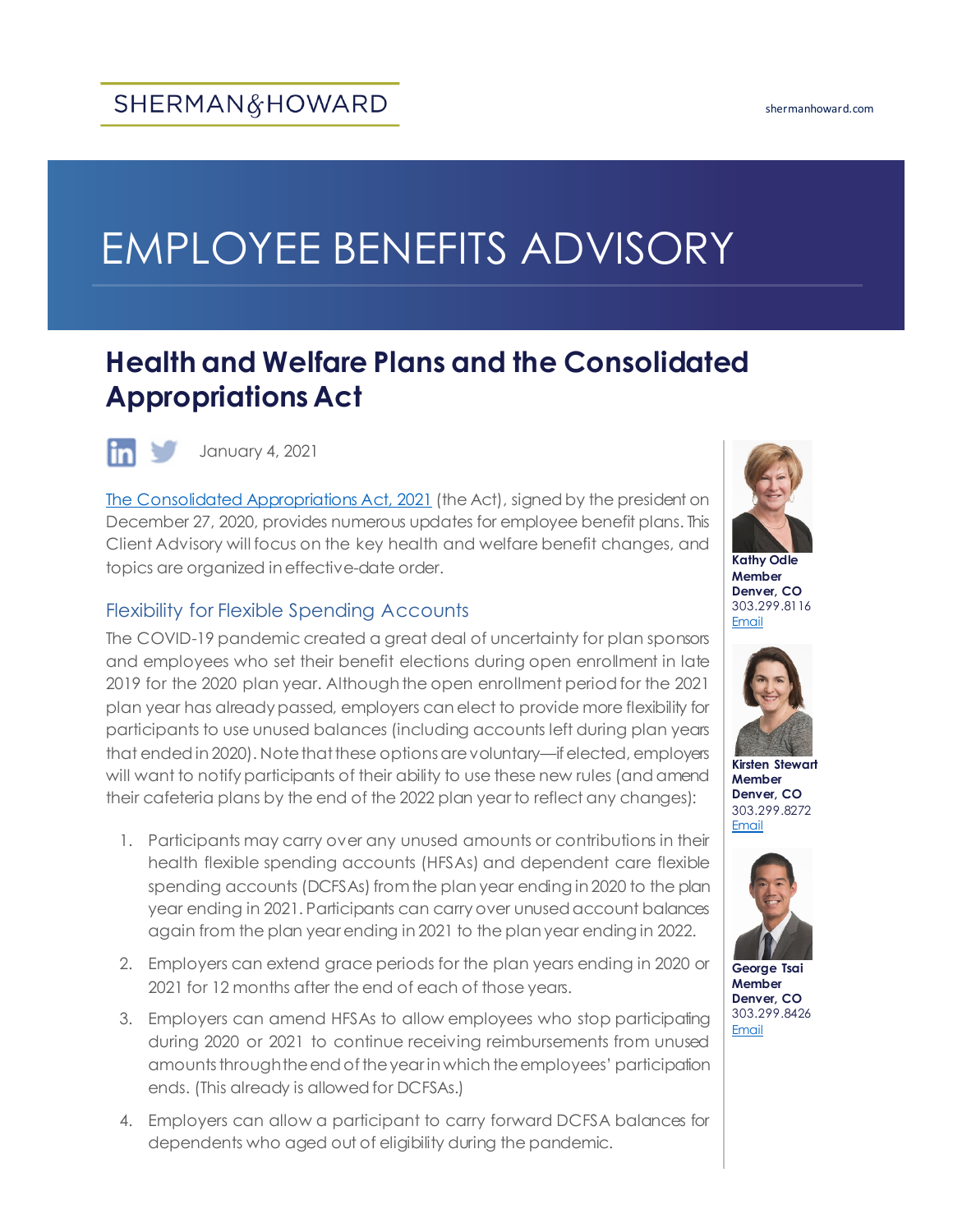SHERMAN & HOWARD

shermanhoward.com

# EMPLOYEE BENEFITS ADVISORY

## Health and Welfare Plans and the Consolidated Appropriations Act

January 4, 2021

**Kathy Odle**
**Member**
**Denver, CO**
303.299.8116
Email

**Kirsten Stewart**
**Member**
**Denver, CO**
303.299.8272
Email

**George Tsai**
**Member**
**Denver, CO**
303.299.8426
Email

The Consolidated Appropriations Act, 2021 (the Act), signed by the president on December 27, 2020, provides numerous updates for employee benefit plans. This Client Advisory will focus on the key health and welfare benefit changes, and topics are organized in effective-date order.

### Flexibility for Flexible Spending Accounts

The COVID-19 pandemic created a great deal of uncertainty for plan sponsors and employees who set their benefit elections during open enrollment in late 2019 for the 2020 plan year. Although the open enrollment period for the 2021 plan year has already passed, employers can elect to provide more flexibility for participants to use unused balances (including accounts left during plan years that ended in 2020). Note that these options are voluntary—if elected, employers will want to notify participants of their ability to use these new rules (and amend their cafeteria plans by the end of the 2022 plan year to reflect any changes):

1. Participants may carry over any unused amounts or contributions in their health flexible spending accounts (HFSAs) and dependent care flexible spending accounts (DCFSAs) from the plan year ending in 2020 to the plan year ending in 2021. Participants can carry over unused account balances again from the plan year ending in 2021 to the plan year ending in 2022.
2. Employers can extend grace periods for the plan years ending in 2020 or 2021 for 12 months after the end of each of those years.
3. Employers can amend HFSAs to allow employees who stop participating during 2020 or 2021 to continue receiving reimbursements from unused amounts through the end of the year in which the employees' participation ends. (This already is allowed for DCFSAs.)
4. Employers can allow a participant to carry forward DCFSA balances for dependents who aged out of eligibility during the pandemic.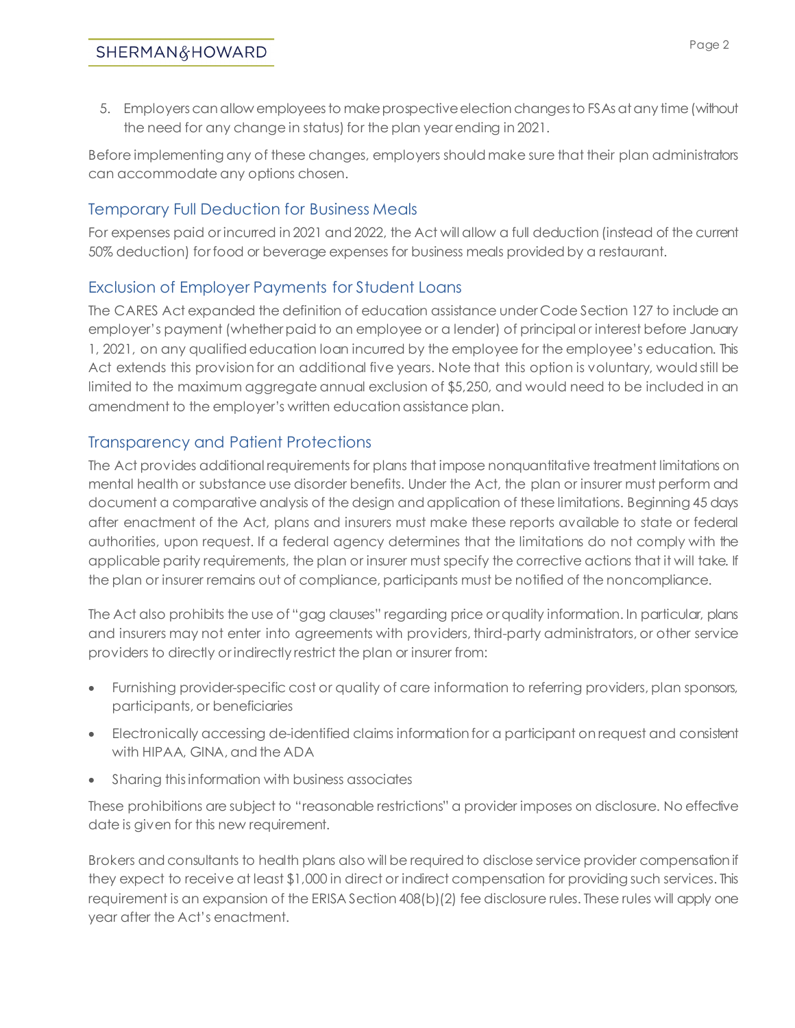5. Employers can allow employees to make prospective election changes to FSAs at any time (without the need for any change in status) for the plan year ending in 2021.

Before implementing any of these changes, employers should make sure that their plan administrators can accommodate any options chosen.

## Temporary Full Deduction for Business Meals

For expenses paid or incurred in 2021 and 2022, the Act will allow a full deduction (instead of the current 50% deduction) for food or beverage expenses for business meals provided by a restaurant.

## Exclusion of Employer Payments for Student Loans

The CARES Act expanded the definition of education assistance under Code Section 127 to include an employer's payment (whether paid to an employee or a lender) of principal or interest before January 1, 2021, on any qualified education loan incurred by the employee for the employee's education. This Act extends this provision for an additional five years. Note that this option is voluntary, would still be limited to the maximum aggregate annual exclusion of $5,250, and would need to be included in an amendment to the employer's written education assistance plan.

## Transparency and Patient Protections

The Act provides additional requirements for plans that impose nonquantitative treatment limitations on mental health or substance use disorder benefits. Under the Act, the plan or insurer must perform and document a comparative analysis of the design and application of these limitations. Beginning 45 days after enactment of the Act, plans and insurers must make these reports available to state or federal authorities, upon request. If a federal agency determines that the limitations do not comply with the applicable parity requirements, the plan or insurer must specify the corrective actions that it will take. If the plan or insurer remains out of compliance, participants must be notified of the noncompliance.

The Act also prohibits the use of "gag clauses" regarding price or quality information. In particular, plans and insurers may not enter into agreements with providers, third-party administrators, or other service providers to directly or indirectly restrict the plan or insurer from:

- Furnishing provider-specific cost or quality of care information to referring providers, plan sponsors, participants, or beneficiaries
- Electronically accessing de-identified claims information for a participant on request and consistent with HIPAA, GINA, and the ADA
- Sharing this information with business associates

These prohibitions are subject to "reasonable restrictions" a provider imposes on disclosure. No effective date is given for this new requirement.

Brokers and consultants to health plans also will be required to disclose service provider compensation if they expect to receive at least $1,000 in direct or indirect compensation for providing such services. This requirement is an expansion of the ERISA Section 408(b)(2) fee disclosure rules. These rules will apply one year after the Act's enactment.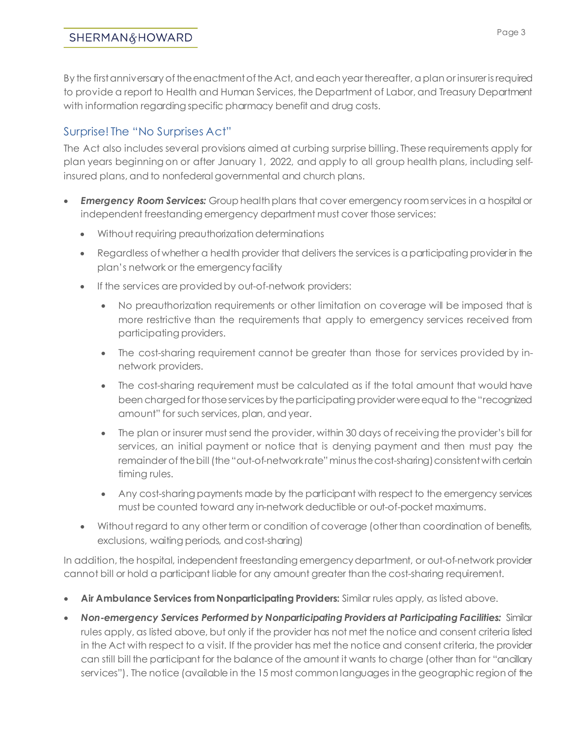By the first anniversary of the enactment of the Act, and each year thereafter, a plan or insurer is required to provide a report to Health and Human Services, the Department of Labor, and Treasury Department with information regarding specific pharmacy benefit and drug costs.

## Surprise! The "No Surprises Act"

The Act also includes several provisions aimed at curbing surprise billing. These requirements apply for plan years beginning on or after January 1, 2022, and apply to all group health plans, including self-insured plans, and to nonfederal governmental and church plans.

- ***Emergency Room Services:*** Group health plans that cover emergency room services in a hospital or independent freestanding emergency department must cover those services:
  - Without requiring preauthorization determinations
  - Regardless of whether a health provider that delivers the services is a participating provider in the plan's network or the emergency facility
  - If the services are provided by out-of-network providers:
    - No preauthorization requirements or other limitation on coverage will be imposed that is more restrictive than the requirements that apply to emergency services received from participating providers.
    - The cost-sharing requirement cannot be greater than those for services provided by in-network providers.
    - The cost-sharing requirement must be calculated as if the total amount that would have been charged for those services by the participating provider were equal to the "recognized amount" for such services, plan, and year.
    - The plan or insurer must send the provider, within 30 days of receiving the provider's bill for services, an initial payment or notice that is denying payment and then must pay the remainder of the bill (the "out-of-network rate" minus the cost-sharing) consistent with certain timing rules.
    - Any cost-sharing payments made by the participant with respect to the emergency services must be counted toward any in-network deductible or out-of-pocket maximums.
  - Without regard to any other term or condition of coverage (other than coordination of benefits, exclusions, waiting periods, and cost-sharing)

In addition, the hospital, independent freestanding emergency department, or out-of-network provider cannot bill or hold a participant liable for any amount greater than the cost-sharing requirement.

- **Air Ambulance Services from Nonparticipating Providers:** Similar rules apply, as listed above.
- ***Non-emergency Services Performed by Nonparticipating Providers at Participating Facilities:*** Similar rules apply, as listed above, but only if the provider has not met the notice and consent criteria listed in the Act with respect to a visit. If the provider has met the notice and consent criteria, the provider can still bill the participant for the balance of the amount it wants to charge (other than for "ancillary services"). The notice (available in the 15 most common languages in the geographic region of the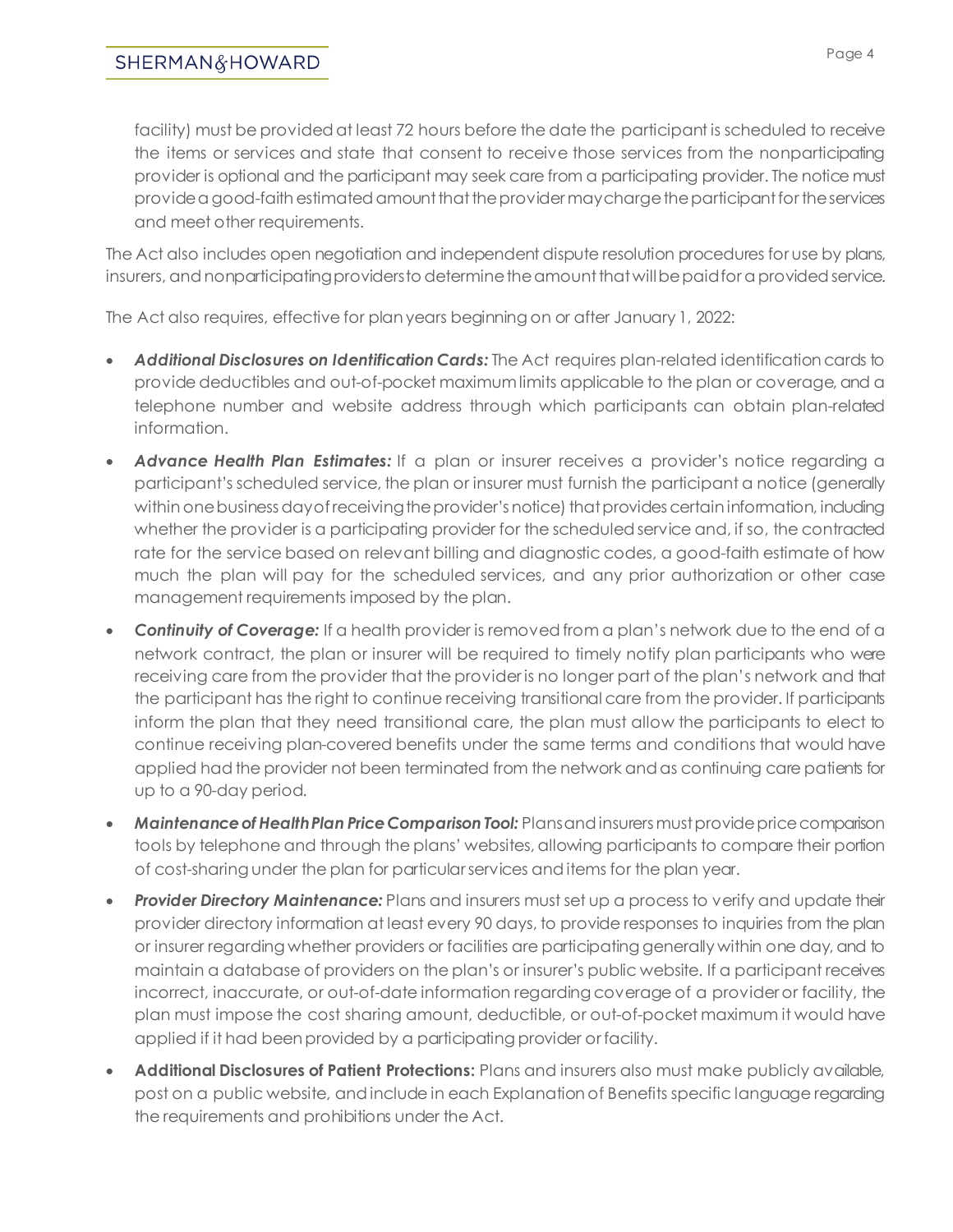facility) must be provided at least 72 hours before the date the participant is scheduled to receive the items or services and state that consent to receive those services from the nonparticipating provider is optional and the participant may seek care from a participating provider. The notice must provide a good-faith estimated amount that the provider may charge the participant for the services and meet other requirements.

The Act also includes open negotiation and independent dispute resolution procedures for use by plans, insurers, and nonparticipating providers to determine the amount that will be paid for a provided service.

The Act also requires, effective for plan years beginning on or after January 1, 2022:

- ***Additional Disclosures on Identification Cards:*** The Act requires plan-related identification cards to provide deductibles and out-of-pocket maximum limits applicable to the plan or coverage, and a telephone number and website address through which participants can obtain plan-related information.
- ***Advance Health Plan Estimates:*** If a plan or insurer receives a provider's notice regarding a participant's scheduled service, the plan or insurer must furnish the participant a notice (generally within one business day of receiving the provider's notice) that provides certain information, including whether the provider is a participating provider for the scheduled service and, if so, the contracted rate for the service based on relevant billing and diagnostic codes, a good-faith estimate of how much the plan will pay for the scheduled services, and any prior authorization or other case management requirements imposed by the plan.
- ***Continuity of Coverage:*** If a health provider is removed from a plan's network due to the end of a network contract, the plan or insurer will be required to timely notify plan participants who were receiving care from the provider that the provider is no longer part of the plan's network and that the participant has the right to continue receiving transitional care from the provider. If participants inform the plan that they need transitional care, the plan must allow the participants to elect to continue receiving plan-covered benefits under the same terms and conditions that would have applied had the provider not been terminated from the network and as continuing care patients for up to a 90-day period.
- ***Maintenance of Health Plan Price Comparison Tool:*** Plans and insurers must provide price comparison tools by telephone and through the plans' websites, allowing participants to compare their portion of cost-sharing under the plan for particular services and items for the plan year.
- ***Provider Directory Maintenance:*** Plans and insurers must set up a process to verify and update their provider directory information at least every 90 days, to provide responses to inquiries from the plan or insurer regarding whether providers or facilities are participating generally within one day, and to maintain a database of providers on the plan's or insurer's public website. If a participant receives incorrect, inaccurate, or out-of-date information regarding coverage of a provider or facility, the plan must impose the cost sharing amount, deductible, or out-of-pocket maximum it would have applied if it had been provided by a participating provider or facility.
- **Additional Disclosures of Patient Protections:** Plans and insurers also must make publicly available, post on a public website, and include in each Explanation of Benefits specific language regarding the requirements and prohibitions under the Act.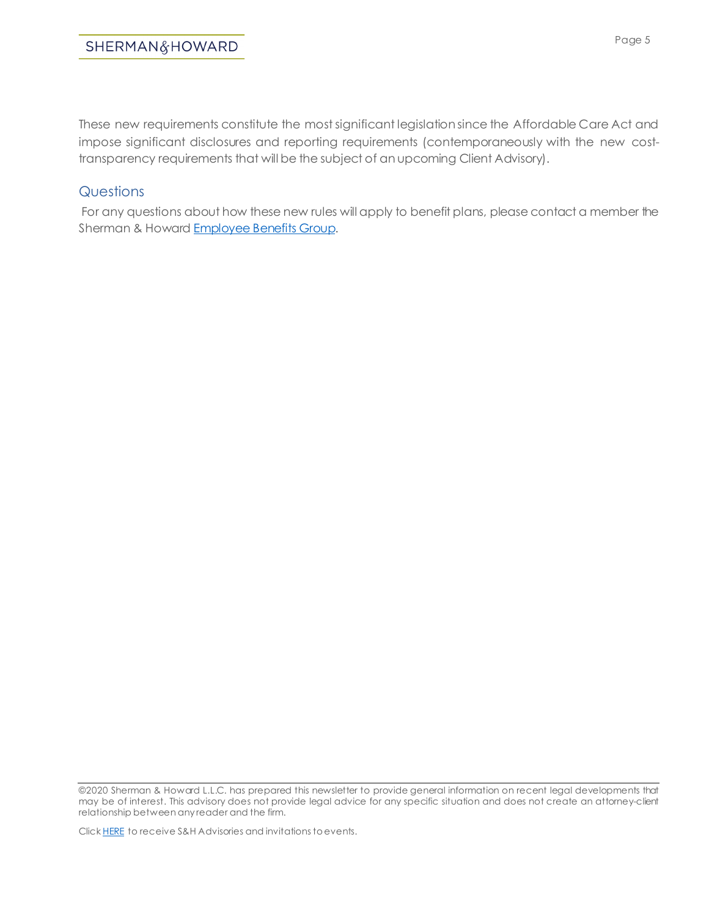These new requirements constitute the most significant legislation since the Affordable Care Act and impose significant disclosures and reporting requirements (contemporaneously with the new cost-transparency requirements that will be the subject of an upcoming Client Advisory).

## Questions

For any questions about how these new rules will apply to benefit plans, please contact a member the Sherman & Howard [Employee Benefits Group](#).

---

©2020 Sherman & Howard L.L.C. has prepared this newsletter to provide general information on recent legal developments that may be of interest. This advisory does not provide legal advice for any specific situation and does not create an attorney-client relationship between any reader and the firm.

Click [HERE](#) to receive S&H Advisories and invitations to events.